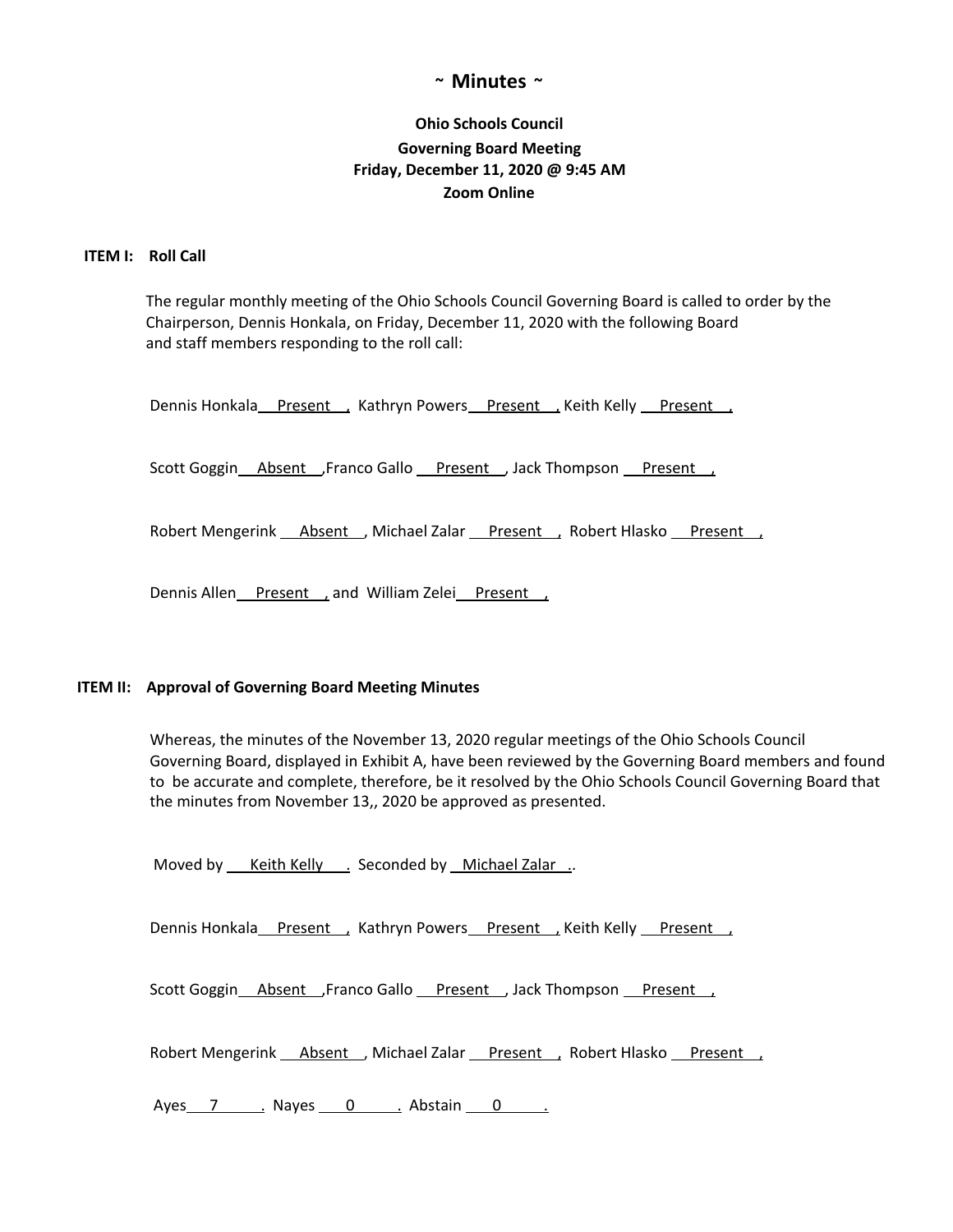# ~ Minutes ~

**Ohio Schools Council**
**Governing Board Meeting**
**Friday, December 11, 2020 @ 9:45 AM**
**Zoom Online**

**ITEM I: Roll Call**

The regular monthly meeting of the Ohio Schools Council Governing Board is called to order by the Chairperson, Dennis Honkala, on Friday, December 11, 2020 with the following Board and staff members responding to the roll call:

Dennis Honkala Present , Kathryn Powers Present , Keith Kelly Present ,

Scott Goggin Absent ,Franco Gallo Present , Jack Thompson Present ,

Robert Mengerink Absent , Michael Zalar Present , Robert Hlasko Present ,

Dennis Allen Present , and William Zelei Present ,

**ITEM II: Approval of Governing Board Meeting Minutes**

Whereas, the minutes of the November 13, 2020 regular meetings of the Ohio Schools Council Governing Board, displayed in Exhibit A, have been reviewed by the Governing Board members and found to be accurate and complete, therefore, be it resolved by the Ohio Schools Council Governing Board that the minutes from November 13,, 2020 be approved as presented.

Moved by Keith Kelly . Seconded by Michael Zalar ..

Dennis Honkala Present , Kathryn Powers Present , Keith Kelly Present ,

Scott Goggin Absent ,Franco Gallo Present , Jack Thompson Present ,

Robert Mengerink Absent , Michael Zalar Present , Robert Hlasko Present ,

Ayes 7 . Nayes 0 . Abstain 0 .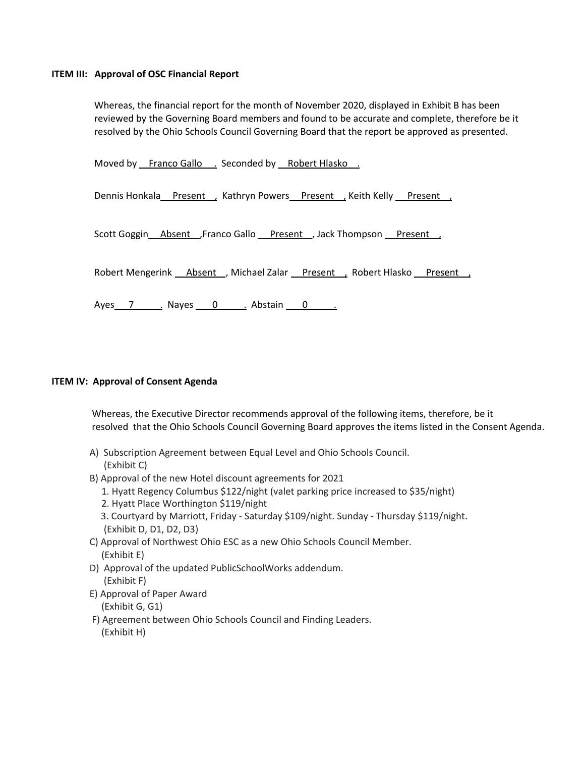**ITEM III: Approval of OSC Financial Report**

Whereas, the financial report for the month of November 2020, displayed in Exhibit B has been reviewed by the Governing Board members and found to be accurate and complete, therefore be it resolved by the Ohio Schools Council Governing Board that the report be approved as presented.

Moved by Franco Gallo . Seconded by Robert Hlasko .

Dennis Honkala Present , Kathryn Powers Present , Keith Kelly Present ,

Scott Goggin Absent ,Franco Gallo Present , Jack Thompson Present ,

Robert Mengerink Absent , Michael Zalar Present , Robert Hlasko Present ,

Ayes 7 . Nayes 0 . Abstain 0 .

**ITEM IV: Approval of Consent Agenda**

Whereas, the Executive Director recommends approval of the following items, therefore, be it resolved that the Ohio Schools Council Governing Board approves the items listed in the Consent Agenda.

A) Subscription Agreement between Equal Level and Ohio Schools Council. (Exhibit C)

B) Approval of the new Hotel discount agreements for 2021
   1. Hyatt Regency Columbus $122/night (valet parking price increased to $35/night)
   2. Hyatt Place Worthington $119/night
   3. Courtyard by Marriott, Friday - Saturday $109/night. Sunday - Thursday $119/night.
   (Exhibit D, D1, D2, D3)

C) Approval of Northwest Ohio ESC as a new Ohio Schools Council Member. (Exhibit E)

D) Approval of the updated PublicSchoolWorks addendum. (Exhibit F)

E) Approval of Paper Award (Exhibit G, G1)

F) Agreement between Ohio Schools Council and Finding Leaders. (Exhibit H)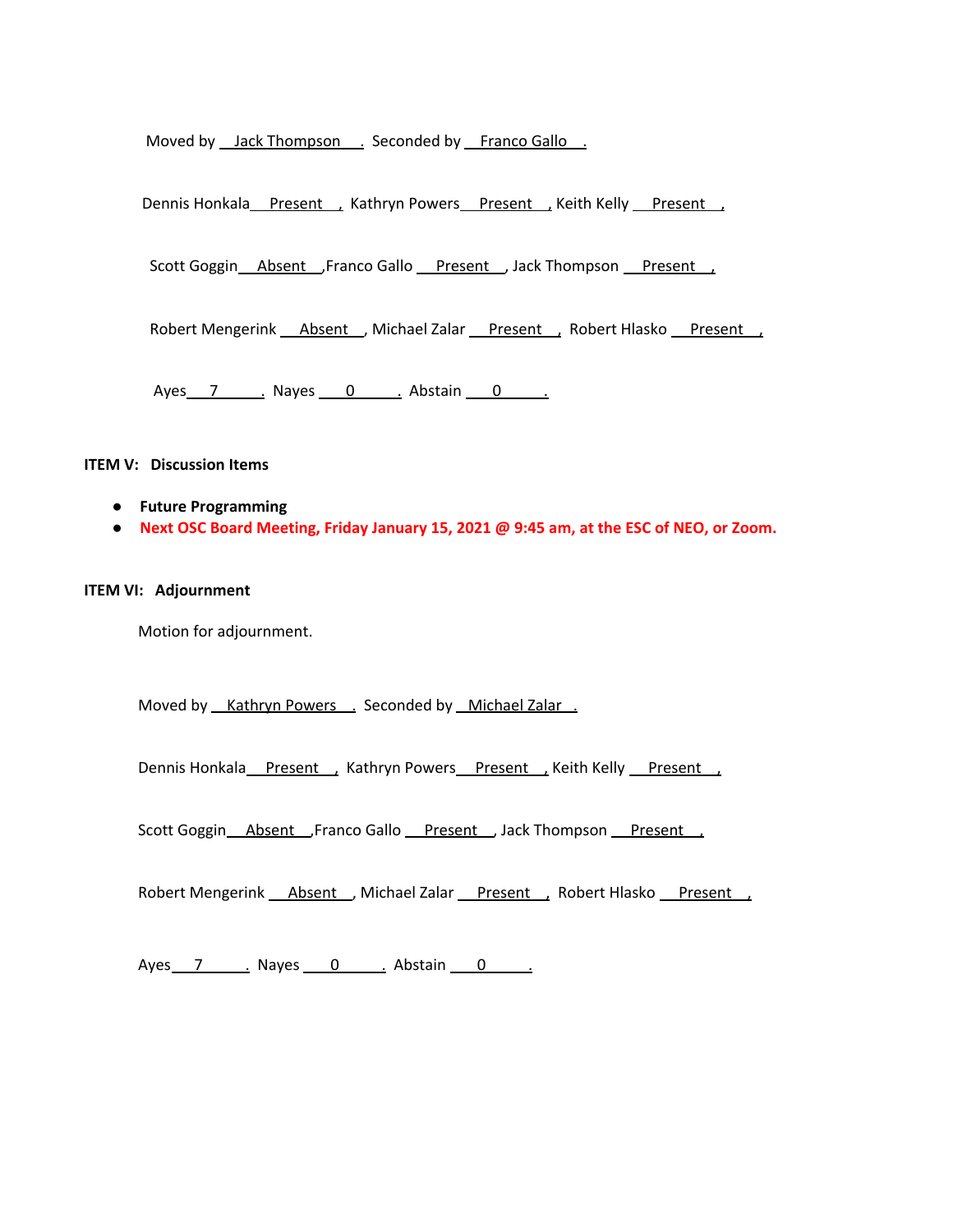Moved by Jack Thompson . Seconded by Franco Gallo .

Dennis Honkala Present , Kathryn Powers Present , Keith Kelly Present ,

Scott Goggin Absent ,Franco Gallo Present , Jack Thompson Present ,

Robert Mengerink Absent , Michael Zalar Present , Robert Hlasko Present ,

Ayes 7 . Nayes 0 . Abstain 0 .

**ITEM V: Discussion Items**

- **Future Programming**
- **Next OSC Board Meeting, Friday January 15, 2021 @ 9:45 am, at the ESC of NEO, or Zoom.**

**ITEM VI: Adjournment**

Motion for adjournment.

Moved by Kathryn Powers . Seconded by Michael Zalar .

Dennis Honkala Present , Kathryn Powers Present , Keith Kelly Present ,

Scott Goggin Absent ,Franco Gallo Present , Jack Thompson Present ,

Robert Mengerink Absent , Michael Zalar Present , Robert Hlasko Present ,

Ayes 7 . Nayes 0 . Abstain 0 .